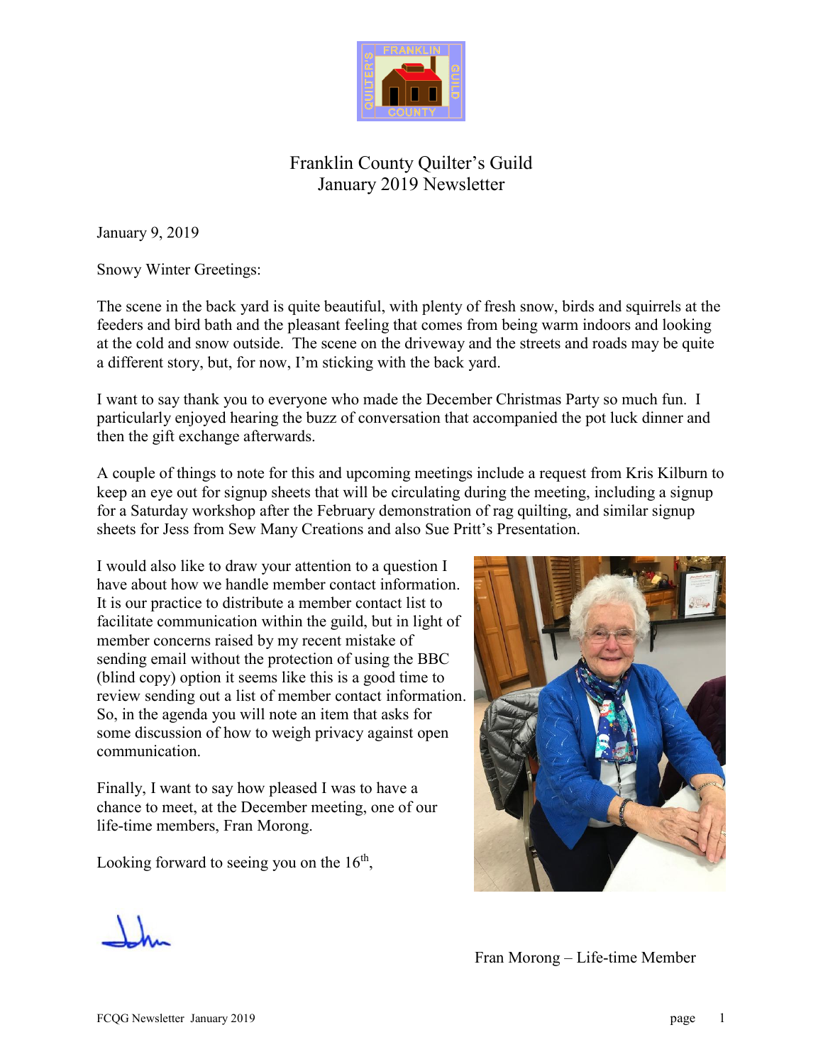# Franklin County Quilter's Guild
## January 2019 Newsletter

January 9, 2019

Snowy Winter Greetings:

The scene in the back yard is quite beautiful, with plenty of fresh snow, birds and squirrels at the feeders and bird bath and the pleasant feeling that comes from being warm indoors and looking at the cold and snow outside. The scene on the driveway and the streets and roads may be quite a different story, but, for now, I'm sticking with the back yard.

I want to say thank you to everyone who made the December Christmas Party so much fun. I particularly enjoyed hearing the buzz of conversation that accompanied the pot luck dinner and then the gift exchange afterwards.

A couple of things to note for this and upcoming meetings include a request from Kris Kilburn to keep an eye out for signup sheets that will be circulating during the meeting, including a signup for a Saturday workshop after the February demonstration of rag quilting, and similar signup sheets for Jess from Sew Many Creations and also Sue Pritt's Presentation.

I would also like to draw your attention to a question I have about how we handle member contact information. It is our practice to distribute a member contact list to facilitate communication within the guild, but in light of member concerns raised by my recent mistake of sending email without the protection of using the BBC (blind copy) option it seems like this is a good time to review sending out a list of member contact information. So, in the agenda you will note an item that asks for some discussion of how to weigh privacy against open communication.

Finally, I want to say how pleased I was to have a chance to meet, at the December meeting, one of our life-time members, Fran Morong.

Looking forward to seeing you on the 16th,

John

Fran Morong – Life-time Member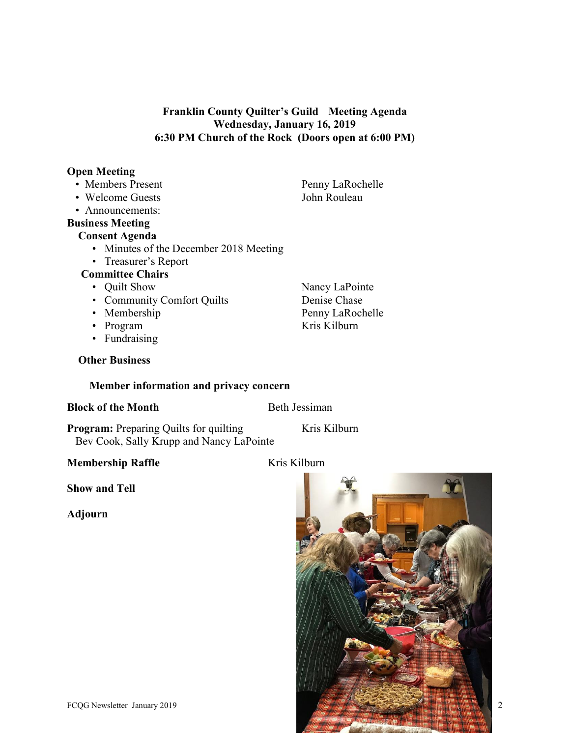**Franklin County Quilter's Guild Meeting Agenda**
**Wednesday, January 16, 2019**
**6:30 PM Church of the Rock (Doors open at 6:00 PM)**

**Open Meeting**

- Members Present — Penny LaRochelle
- Welcome Guests — John Rouleau
- Announcements:

**Business Meeting**

**Consent Agenda**

- Minutes of the December 2018 Meeting
- Treasurer's Report

**Committee Chairs**

- Quilt Show — Nancy LaPointe
- Community Comfort Quilts — Denise Chase
- Membership — Penny LaRochelle
- Program — Kris Kilburn
- Fundraising

**Other Business**

**Member information and privacy concern**

**Block of the Month** — Beth Jessiman

**Program:** Preparing Quilts for quilting — Kris Kilburn
Bev Cook, Sally Krupp and Nancy LaPointe

**Membership Raffle** — Kris Kilburn

**Show and Tell**

**Adjourn**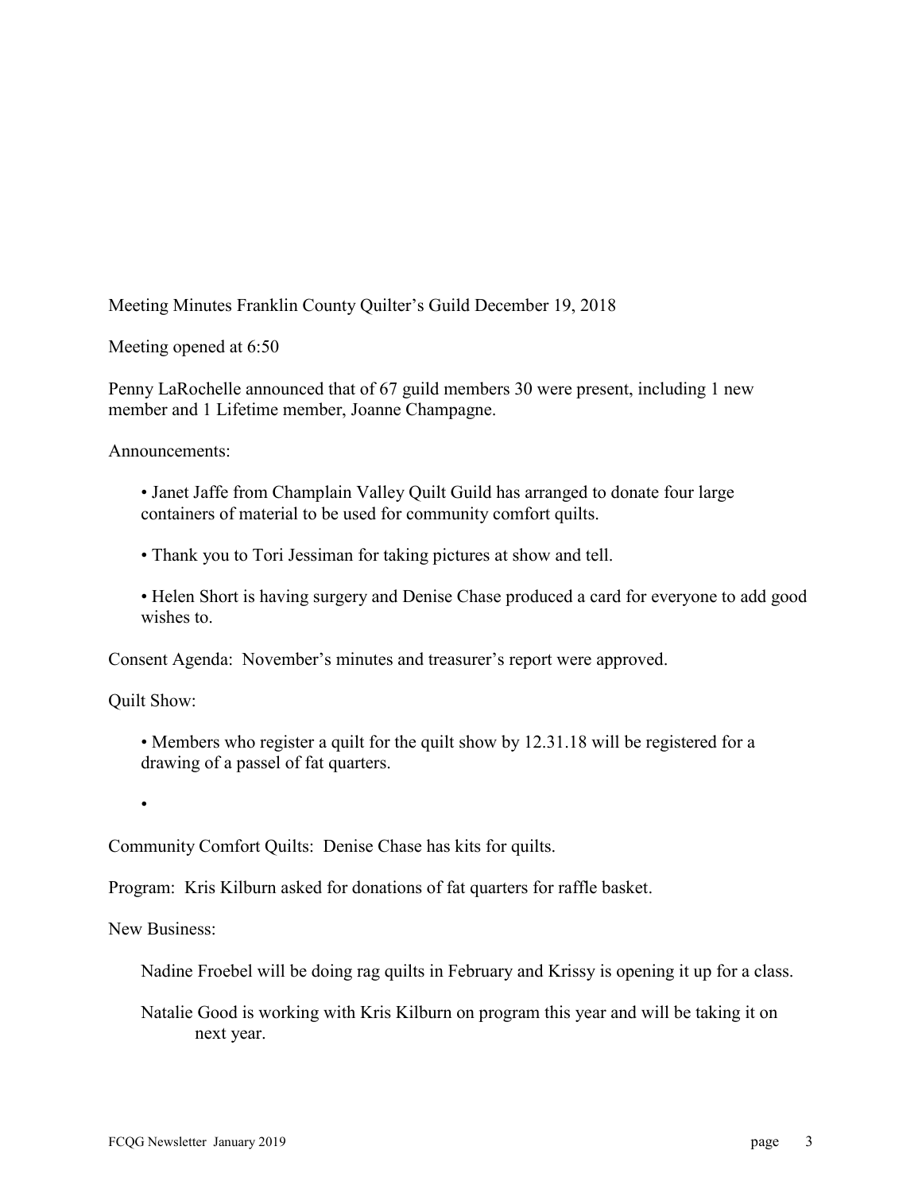Meeting Minutes Franklin County Quilter's Guild December 19, 2018

Meeting opened at 6:50

Penny LaRochelle announced that of 67 guild members 30 were present, including 1 new member and 1 Lifetime member, Joanne Champagne.

Announcements:

- Janet Jaffe from Champlain Valley Quilt Guild has arranged to donate four large containers of material to be used for community comfort quilts.
- Thank you to Tori Jessiman for taking pictures at show and tell.
- Helen Short is having surgery and Denise Chase produced a card for everyone to add good wishes to.

Consent Agenda: November's minutes and treasurer's report were approved.

Quilt Show:

- Members who register a quilt for the quilt show by 12.31.18 will be registered for a drawing of a passel of fat quarters.
- 

Community Comfort Quilts: Denise Chase has kits for quilts.

Program: Kris Kilburn asked for donations of fat quarters for raffle basket.

New Business:

Nadine Froebel will be doing rag quilts in February and Krissy is opening it up for a class.

Natalie Good is working with Kris Kilburn on program this year and will be taking it on next year.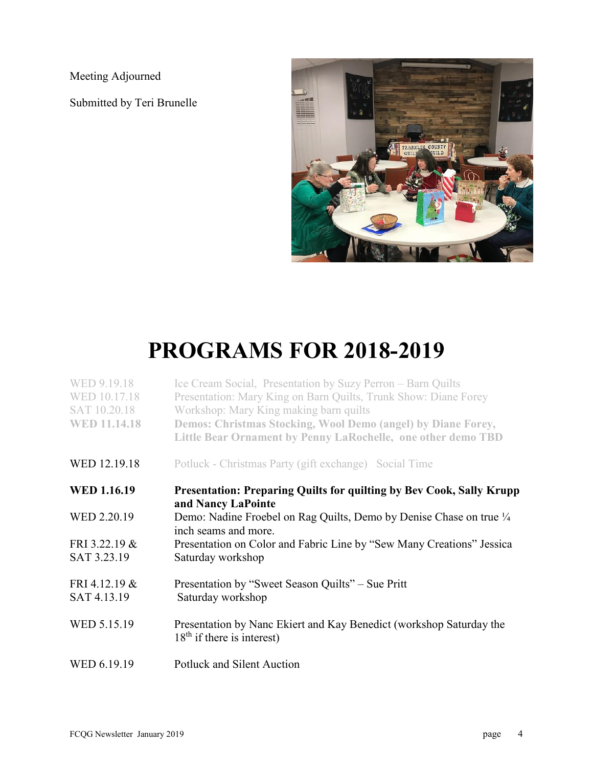Meeting Adjourned

Submitted by Teri Brunelle

# PROGRAMS FOR 2018-2019

| | |
|---|---|
| WED 9.19.18 | Ice Cream Social, Presentation by Suzy Perron – Barn Quilts |
| WED 10.17.18 | Presentation: Mary King on Barn Quilts, Trunk Show: Diane Forey |
| SAT 10.20.18 | Workshop: Mary King making barn quilts |
| **WED 11.14.18** | **Demos: Christmas Stocking, Wool Demo (angel) by Diane Forey, Little Bear Ornament by Penny LaRochelle, one other demo TBD** |
| WED 12.19.18 | Potluck - Christmas Party (gift exchange) Social Time |
| **WED 1.16.19** | **Presentation: Preparing Quilts for quilting by Bev Cook, Sally Krupp and Nancy LaPointe** |
| WED 2.20.19 | Demo: Nadine Froebel on Rag Quilts, Demo by Denise Chase on true ¼ inch seams and more. |
| FRI 3.22.19 & SAT 3.23.19 | Presentation on Color and Fabric Line by "Sew Many Creations" Jessica Saturday workshop |
| FRI 4.12.19 & SAT 4.13.19 | Presentation by "Sweet Season Quilts" – Sue Pritt Saturday workshop |
| WED 5.15.19 | Presentation by Nanc Ekiert and Kay Benedict (workshop Saturday the 18th if there is interest) |
| WED 6.19.19 | Potluck and Silent Auction |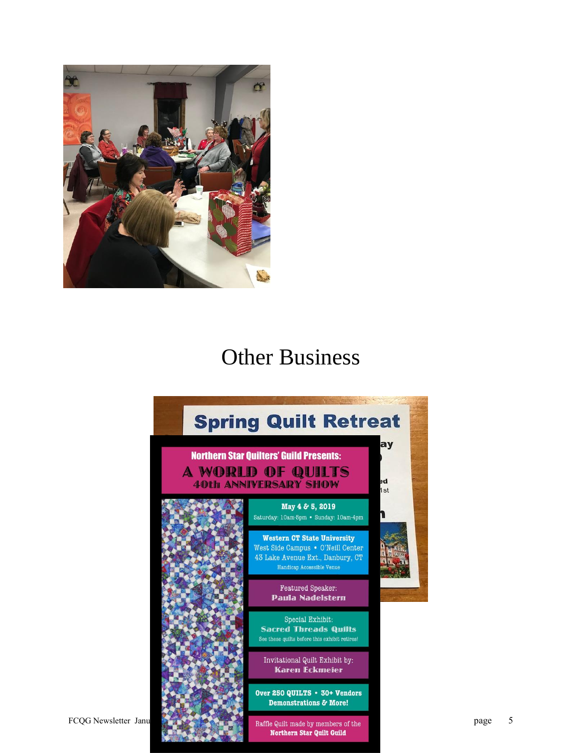# Other Business

Spring Quilt Retreat

Northern Star Quilters' Guild Presents:

A WORLD OF QUILTS
40th ANNIVERSARY SHOW

May 4 & 5, 2019
Saturday: 10am-5pm • Sunday: 10am-4pm

Western CT State University
West Side Campus • O'Neill Center
43 Lake Avenue Ext., Danbury, CT
Handicap Accessible Venue

Featured Speaker:
Paula Nadelstern

Special Exhibit:
Sacred Threads Quilts
See these quilts before this exhibit retires!

Invitational Quilt Exhibit by:
Karen Eckmeier

Over 250 QUILTS • 30+ Vendors
Demonstrations & More!

Raffle Quilt made by members of the
Northern Star Quilt Guild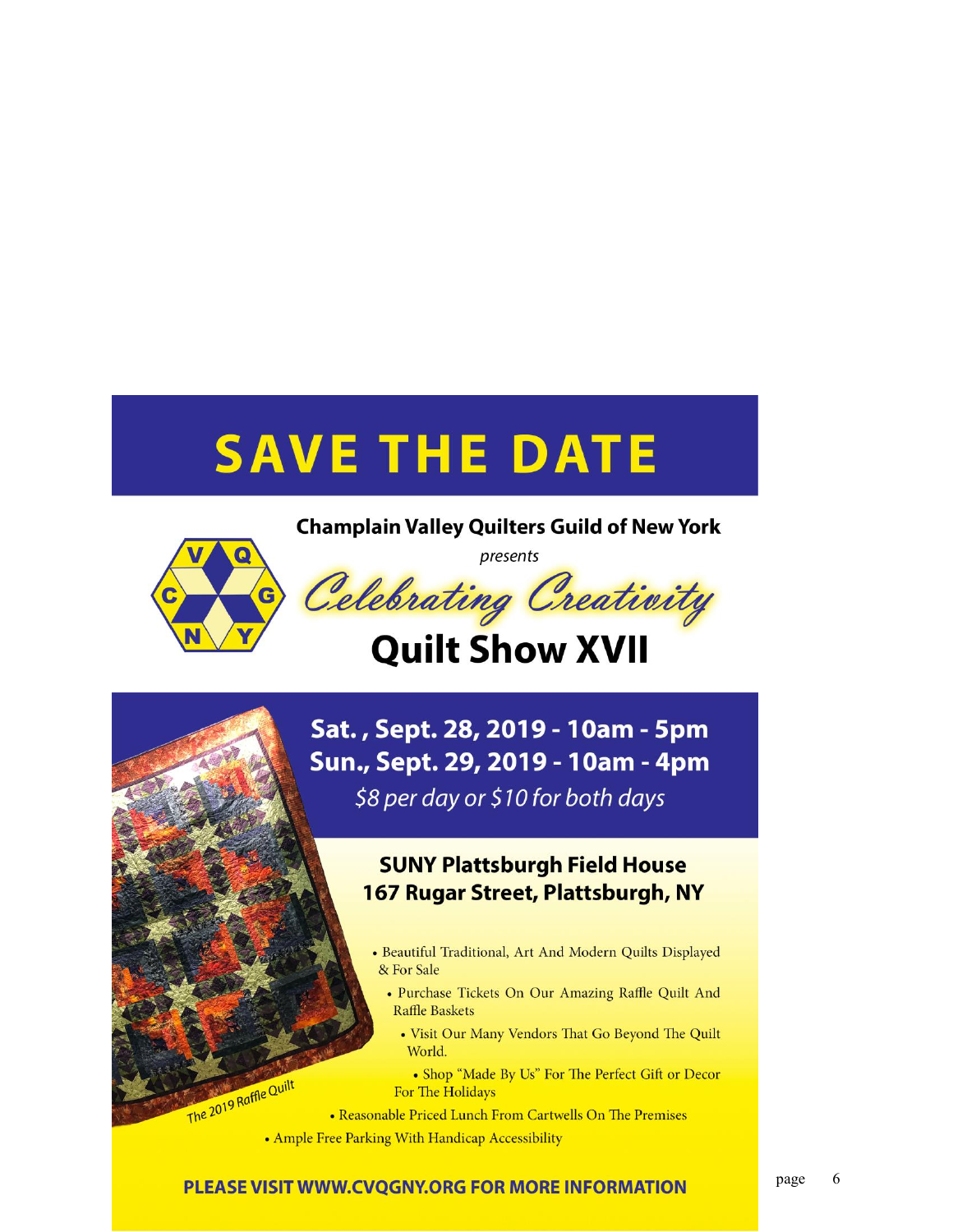# SAVE THE DATE

**Champlain Valley Quilters Guild of New York**

*presents*

*Celebrating Creativity*

## Quilt Show XVII

**Sat. , Sept. 28, 2019 - 10am - 5pm**
**Sun., Sept. 29, 2019 - 10am - 4pm**

*$8 per day or $10 for both days*

**SUNY Plattsburgh Field House**
**167 Rugar Street, Plattsburgh, NY**

- Beautiful Traditional, Art And Modern Quilts Displayed & For Sale
- Purchase Tickets On Our Amazing Raffle Quilt And Raffle Baskets
- Visit Our Many Vendors That Go Beyond The Quilt World.
- Shop "Made By Us" For The Perfect Gift or Decor For The Holidays
- Reasonable Priced Lunch From Cartwells On The Premises
- Ample Free Parking With Handicap Accessibility

The 2019 Raffle Quilt

**PLEASE VISIT WWW.CVQGNY.ORG FOR MORE INFORMATION**